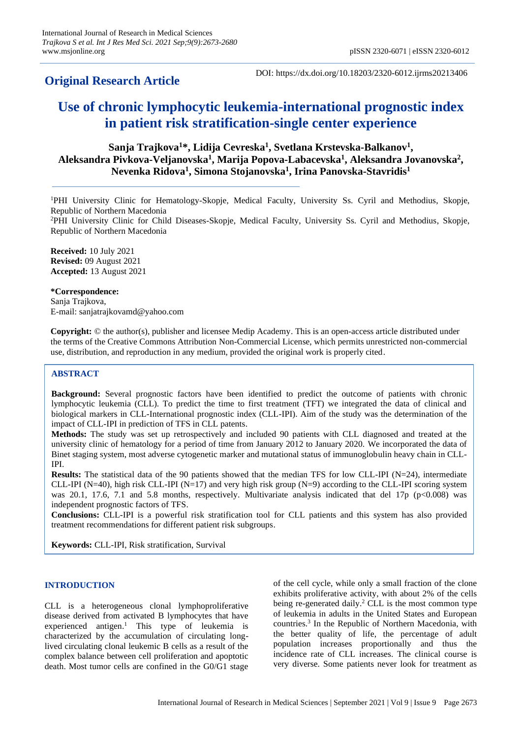## Original Research Article

DOI: https://dx.doi.org/10.18203/2320-6012.ijrms20213406

# Use of chronic lymphocytic leukemia-international prognostic index in patient risk stratification-single center experience

**Sanja Trajkova[1]*, Lidija Cevreska[1], Svetlana Krstevska-Balkanov[1], Aleksandra Pivkova-Veljanovska[1], Marija Popova-Labacevska[1], Aleksandra Jovanovska[2], Nevenka Ridova[1], Simona Stojanovska[1], Irina Panovska-Stavridis[1]**

[1]PHI University Clinic for Hematology-Skopje, Medical Faculty, University Ss. Cyril and Methodius, Skopje, Republic of Northern Macedonia

[2]PHI University Clinic for Child Diseases-Skopje, Medical Faculty, University Ss. Cyril and Methodius, Skopje, Republic of Northern Macedonia

**Received:** 10 July 2021
**Revised:** 09 August 2021
**Accepted:** 13 August 2021

**\*Correspondence:**
Sanja Trajkova,
E-mail: sanjatrajkovamd@yahoo.com

**Copyright:** © the author(s), publisher and licensee Medip Academy. This is an open-access article distributed under the terms of the Creative Commons Attribution Non-Commercial License, which permits unrestricted non-commercial use, distribution, and reproduction in any medium, provided the original work is properly cited.

## ABSTRACT

**Background:** Several prognostic factors have been identified to predict the outcome of patients with chronic lymphocytic leukemia (CLL). To predict the time to first treatment (TFT) we integrated the data of clinical and biological markers in CLL-International prognostic index (CLL-IPI). Aim of the study was the determination of the impact of CLL-IPI in prediction of TFS in CLL patents.

**Methods:** The study was set up retrospectively and included 90 patients with CLL diagnosed and treated at the university clinic of hematology for a period of time from January 2012 to January 2020. We incorporated the data of Binet staging system, most adverse cytogenetic marker and mutational status of immunoglobulin heavy chain in CLL-IPI.

**Results:** The statistical data of the 90 patients showed that the median TFS for low CLL-IPI (N=24), intermediate CLL-IPI (N=40), high risk CLL-IPI (N=17) and very high risk group (N=9) according to the CLL-IPI scoring system was 20.1, 17.6, 7.1 and 5.8 months, respectively. Multivariate analysis indicated that del 17p ($p<0.008$) was independent prognostic factors of TFS.

**Conclusions:** CLL-IPI is a powerful risk stratification tool for CLL patients and this system has also provided treatment recommendations for different patient risk subgroups.

**Keywords:** CLL-IPI, Risk stratification, Survival

## INTRODUCTION

CLL is a heterogeneous clonal lymphoproliferative disease derived from activated B lymphocytes that have experienced antigen.[1] This type of leukemia is characterized by the accumulation of circulating long-lived circulating clonal leukemic B cells as a result of the complex balance between cell proliferation and apoptotic death. Most tumor cells are confined in the G0/G1 stage of the cell cycle, while only a small fraction of the clone exhibits proliferative activity, with about 2% of the cells being re-generated daily.[2] CLL is the most common type of leukemia in adults in the United States and European countries.[3] In the Republic of Northern Macedonia, with the better quality of life, the percentage of adult population increases proportionally and thus the incidence rate of CLL increases. The clinical course is very diverse. Some patients never look for treatment as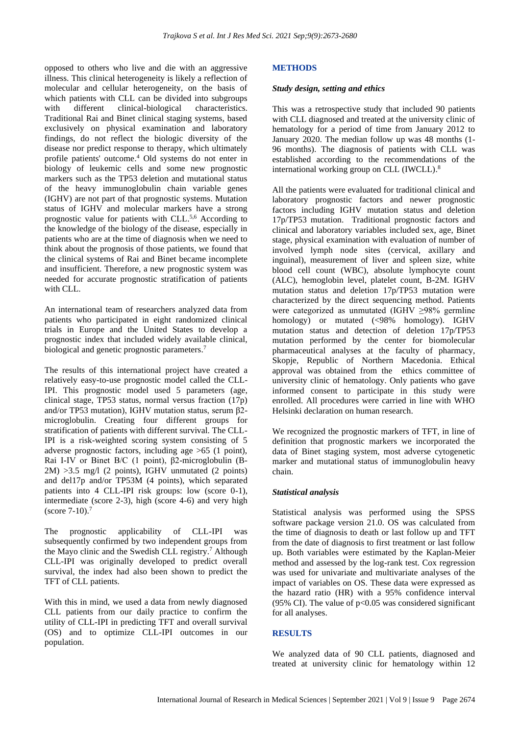opposed to others who live and die with an aggressive illness. This clinical heterogeneity is likely a reflection of molecular and cellular heterogeneity, on the basis of which patients with CLL can be divided into subgroups with different clinical-biological characteristics. Traditional Rai and Binet clinical staging systems, based exclusively on physical examination and laboratory findings, do not reflect the biologic diversity of the disease nor predict response to therapy, which ultimately profile patients' outcome.[4] Old systems do not enter in biology of leukemic cells and some new prognostic markers such as the TP53 deletion and mutational status of the heavy immunoglobulin chain variable genes (IGHV) are not part of that prognostic systems. Mutation status of IGHV and molecular markers have a strong prognostic value for patients with CLL.[5,6] According to the knowledge of the biology of the disease, especially in patients who are at the time of diagnosis when we need to think about the prognosis of those patients, we found that the clinical systems of Rai and Binet became incomplete and insufficient. Therefore, a new prognostic system was needed for accurate prognostic stratification of patients with CLL.

An international team of researchers analyzed data from patients who participated in eight randomized clinical trials in Europe and the United States to develop a prognostic index that included widely available clinical, biological and genetic prognostic parameters.[7]

The results of this international project have created a relatively easy-to-use prognostic model called the CLL-IPI. This prognostic model used 5 parameters (age, clinical stage, TP53 status, normal versus fraction (17p) and/or TP53 mutation), IGHV mutation status, serum β2-microglobulin. Creating four different groups for stratification of patients with different survival. The CLL-IPI is a risk-weighted scoring system consisting of 5 adverse prognostic factors, including age >65 (1 point), Rai I-IV or Binet B/C (1 point), β2-microglobulin (B-2M) >3.5 mg/l (2 points), IGHV unmutated (2 points) and del17p and/or TP53M (4 points), which separated patients into 4 CLL-IPI risk groups: low (score 0-1), intermediate (score 2-3), high (score 4-6) and very high (score 7-10).[7]

The prognostic applicability of CLL-IPI was subsequently confirmed by two independent groups from the Mayo clinic and the Swedish CLL registry.[7] Although CLL-IPI was originally developed to predict overall survival, the index had also been shown to predict the TFT of CLL patients.

With this in mind, we used a data from newly diagnosed CLL patients from our daily practice to confirm the utility of CLL-IPI in predicting TFT and overall survival (OS) and to optimize CLL-IPI outcomes in our population.

## METHODS

### *Study design, setting and ethics*

This was a retrospective study that included 90 patients with CLL diagnosed and treated at the university clinic of hematology for a period of time from January 2012 to January 2020. The median follow up was 48 months (1-96 months). The diagnosis of patients with CLL was established according to the recommendations of the international working group on CLL (IWCLL).[8]

All the patients were evaluated for traditional clinical and laboratory prognostic factors and newer prognostic factors including IGHV mutation status and deletion 17p/TP53 mutation. Traditional prognostic factors and clinical and laboratory variables included sex, age, Binet stage, physical examination with evaluation of number of involved lymph node sites (cervical, axillary and inguinal), measurement of liver and spleen size, white blood cell count (WBC), absolute lymphocyte count (ALC), hemoglobin level, platelet count, B-2M. IGHV mutation status and deletion 17p/TP53 mutation were characterized by the direct sequencing method. Patients were categorized as unmutated (IGHV ≥98% germline homology) or mutated (<98% homology). IGHV mutation status and detection of deletion 17p/TP53 mutation performed by the center for biomolecular pharmaceutical analyses at the faculty of pharmacy, Skopje, Republic of Northern Macedonia. Ethical approval was obtained from the ethics committee of university clinic of hematology. Only patients who gave informed consent to participate in this study were enrolled. All procedures were carried in line with WHO Helsinki declaration on human research.

We recognized the prognostic markers of TFT, in line of definition that prognostic markers we incorporated the data of Binet staging system, most adverse cytogenetic marker and mutational status of immunoglobulin heavy chain.

### *Statistical analysis*

Statistical analysis was performed using the SPSS software package version 21.0. OS was calculated from the time of diagnosis to death or last follow up and TFT from the date of diagnosis to first treatment or last follow up. Both variables were estimated by the Kaplan-Meier method and assessed by the log-rank test. Cox regression was used for univariate and multivariate analyses of the impact of variables on OS. These data were expressed as the hazard ratio (HR) with a 95% confidence interval (95% CI). The value of $p<0.05$ was considered significant for all analyses.

## RESULTS

We analyzed data of 90 CLL patients, diagnosed and treated at university clinic for hematology within 12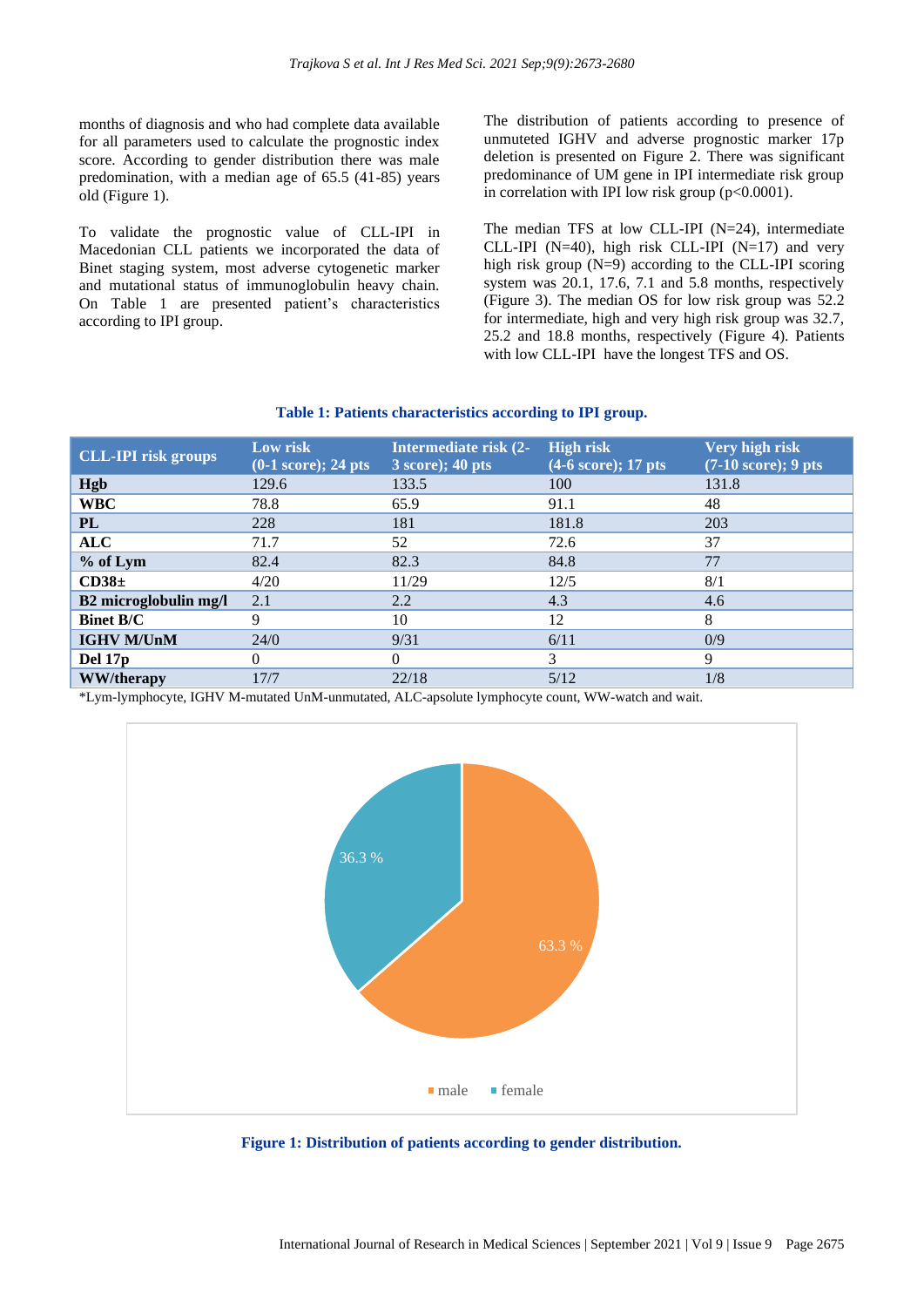months of diagnosis and who had complete data available for all parameters used to calculate the prognostic index score. According to gender distribution there was male predomination, with a median age of 65.5 (41-85) years old (Figure 1).

To validate the prognostic value of CLL-IPI in Macedonian CLL patients we incorporated the data of Binet staging system, most adverse cytogenetic marker and mutational status of immunoglobulin heavy chain. On Table 1 are presented patient's characteristics according to IPI group.

The distribution of patients according to presence of unmuteted IGHV and adverse prognostic marker 17p deletion is presented on Figure 2. There was significant predominance of UM gene in IPI intermediate risk group in correlation with IPI low risk group ($p<0.0001$).

The median TFS at low CLL-IPI (N=24), intermediate CLL-IPI (N=40), high risk CLL-IPI (N=17) and very high risk group (N=9) according to the CLL-IPI scoring system was 20.1, 17.6, 7.1 and 5.8 months, respectively (Figure 3). The median OS for low risk group was 52.2 for intermediate, high and very high risk group was 32.7, 25.2 and 18.8 months, respectively (Figure 4). Patients with low CLL-IPI have the longest TFS and OS.

**Table 1: Patients characteristics according to IPI group.**

| CLL-IPI risk groups | Low risk (0-1 score); 24 pts | Intermediate risk (2-3 score); 40 pts | High risk (4-6 score); 17 pts | Very high risk (7-10 score); 9 pts |
|---|---|---|---|---|
| **Hgb** | 129.6 | 133.5 | 100 | 131.8 |
| **WBC** | 78.8 | 65.9 | 91.1 | 48 |
| **PL** | 228 | 181 | 181.8 | 203 |
| **ALC** | 71.7 | 52 | 72.6 | 37 |
| **% of Lym** | 82.4 | 82.3 | 84.8 | 77 |
| **CD38±** | 4/20 | 11/29 | 12/5 | 8/1 |
| **B2 microglobulin mg/l** | 2.1 | 2.2 | 4.3 | 4.6 |
| **Binet B/C** | 9 | 10 | 12 | 8 |
| **IGHV M/UnM** | 24/0 | 9/31 | 6/11 | 0/9 |
| **Del 17p** | 0 | 0 | 3 | 9 |
| **WW/therapy** | 17/7 | 22/18 | 5/12 | 1/8 |

*Lym-lymphocyte, IGHV M-mutated UnM-unmutated, ALC-apsolute lymphocyte count, WW-watch and wait.

**Figure 1: Distribution of patients according to gender distribution.**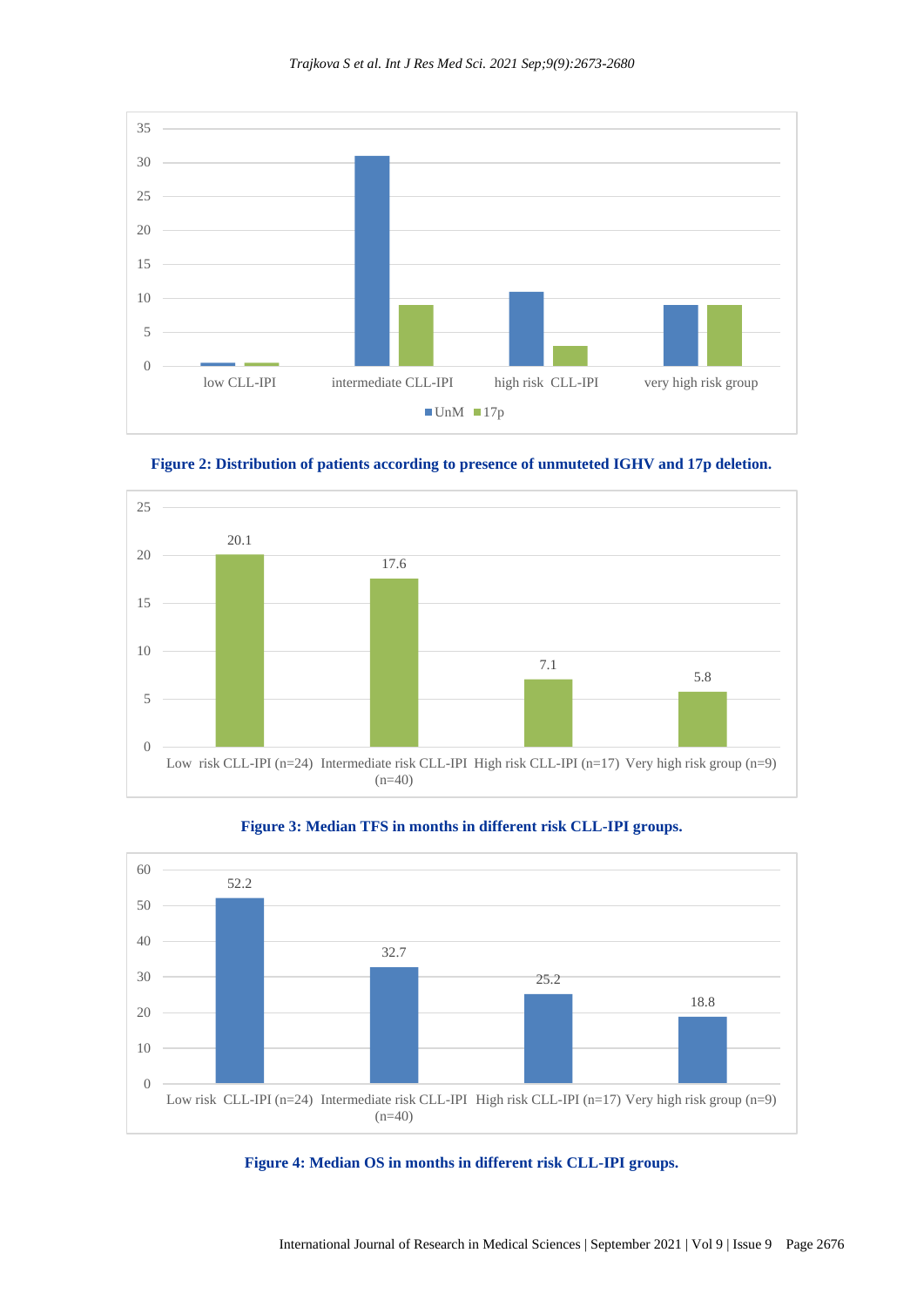**Figure 2: Distribution of patients according to presence of unmuteted IGHV and 17p deletion.**

**Figure 3: Median TFS in months in different risk CLL-IPI groups.**

**Figure 4: Median OS in months in different risk CLL-IPI groups.**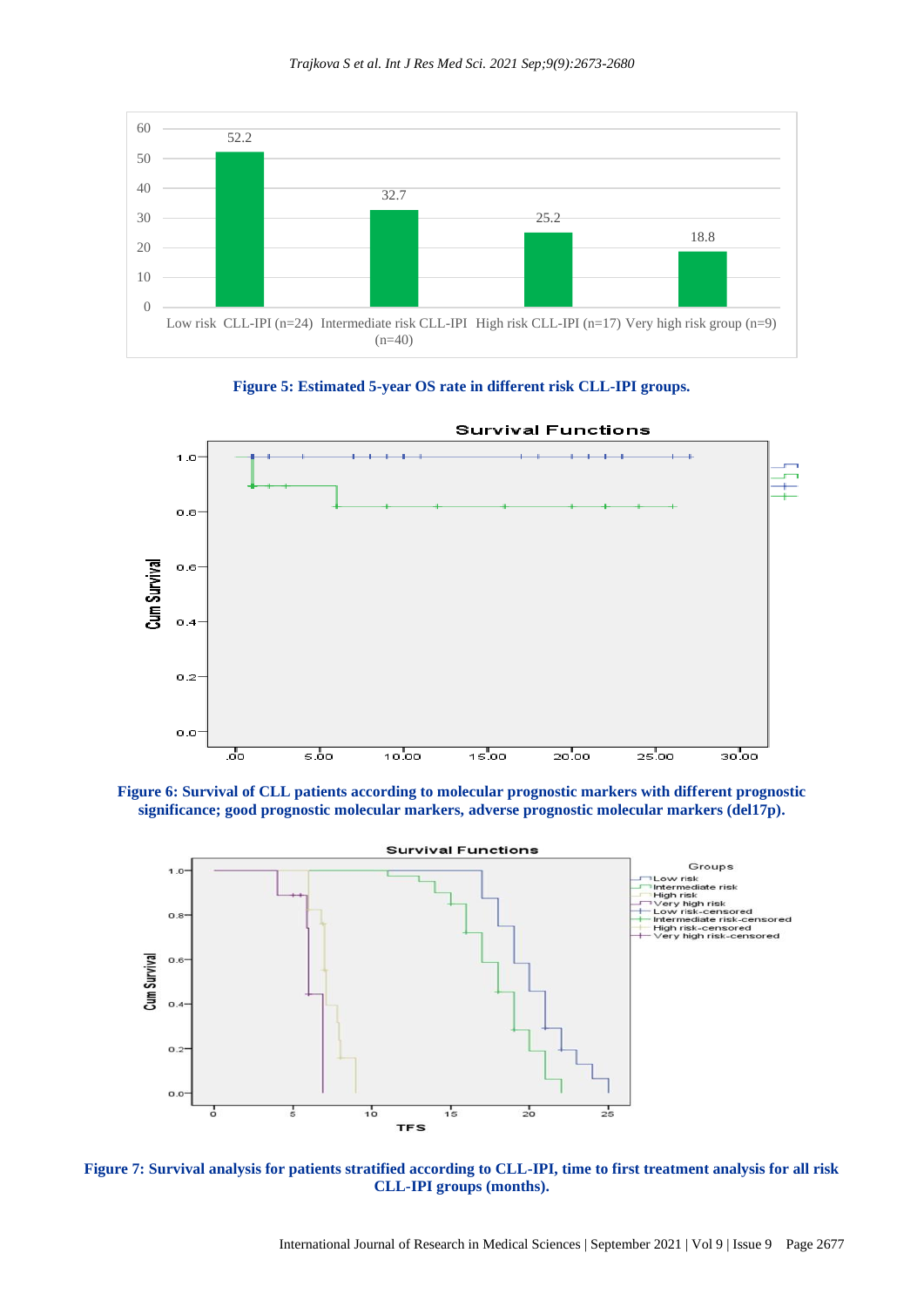Figure 5: Estimated 5-year OS rate in different risk CLL-IPI groups.

Figure 6: Survival of CLL patients according to molecular prognostic markers with different prognostic significance; good prognostic molecular markers, adverse prognostic molecular markers (del17p).

Figure 7: Survival analysis for patients stratified according to CLL-IPI, time to first treatment analysis for all risk CLL-IPI groups (months).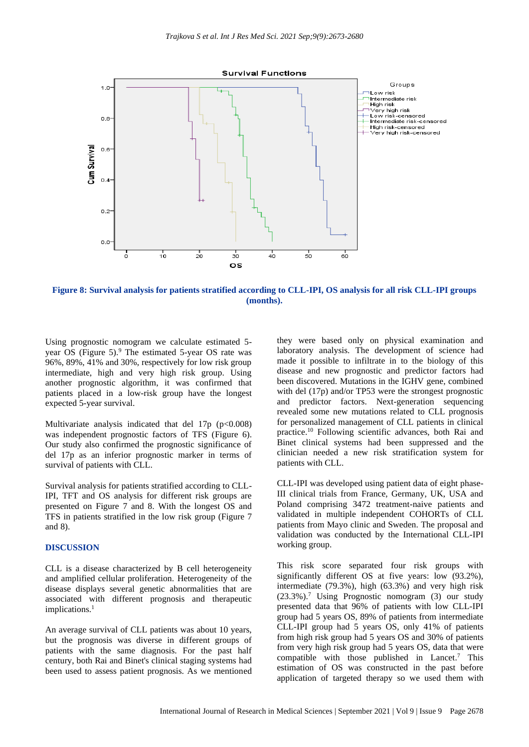Figure 8: Survival analysis for patients stratified according to CLL-IPI, OS analysis for all risk CLL-IPI groups (months).

Using prognostic nomogram we calculate estimated 5-year OS (Figure 5).[9] The estimated 5-year OS rate was 96%, 89%, 41% and 30%, respectively for low risk group intermediate, high and very high risk group. Using another prognostic algorithm, it was confirmed that patients placed in a low-risk group have the longest expected 5-year survival.

Multivariate analysis indicated that del 17p ($p<0.008$) was independent prognostic factors of TFS (Figure 6). Our study also confirmed the prognostic significance of del 17p as an inferior prognostic marker in terms of survival of patients with CLL.

Survival analysis for patients stratified according to CLL-IPI, TFT and OS analysis for different risk groups are presented on Figure 7 and 8. With the longest OS and TFS in patients stratified in the low risk group (Figure 7 and 8).

## DISCUSSION

CLL is a disease characterized by B cell heterogeneity and amplified cellular proliferation. Heterogeneity of the disease displays several genetic abnormalities that are associated with different prognosis and therapeutic implications.[1]

An average survival of CLL patients was about 10 years, but the prognosis was diverse in different groups of patients with the same diagnosis. For the past half century, both Rai and Binet's clinical staging systems had been used to assess patient prognosis. As we mentioned they were based only on physical examination and laboratory analysis. The development of science had made it possible to infiltrate in to the biology of this disease and new prognostic and predictor factors had been discovered. Mutations in the IGHV gene, combined with del (17p) and/or TP53 were the strongest prognostic and predictor factors. Next-generation sequencing revealed some new mutations related to CLL prognosis for personalized management of CLL patients in clinical practice.[10] Following scientific advances, both Rai and Binet clinical systems had been suppressed and the clinician needed a new risk stratification system for patients with CLL.

CLL-IPI was developed using patient data of eight phase-III clinical trials from France, Germany, UK, USA and Poland comprising 3472 treatment-naive patients and validated in multiple independent COHORTs of CLL patients from Mayo clinic and Sweden. The proposal and validation was conducted by the International CLL-IPI working group.

This risk score separated four risk groups with significantly different OS at five years: low (93.2%), intermediate (79.3%), high (63.3%) and very high risk (23.3%).[7] Using Prognostic nomogram (3) our study presented data that 96% of patients with low CLL-IPI group had 5 years OS, 89% of patients from intermediate CLL-IPI group had 5 years OS, only 41% of patients from high risk group had 5 years OS and 30% of patients from very high risk group had 5 years OS, data that were compatible with those published in Lancet.[7] This estimation of OS was constructed in the past before application of targeted therapy so we used them with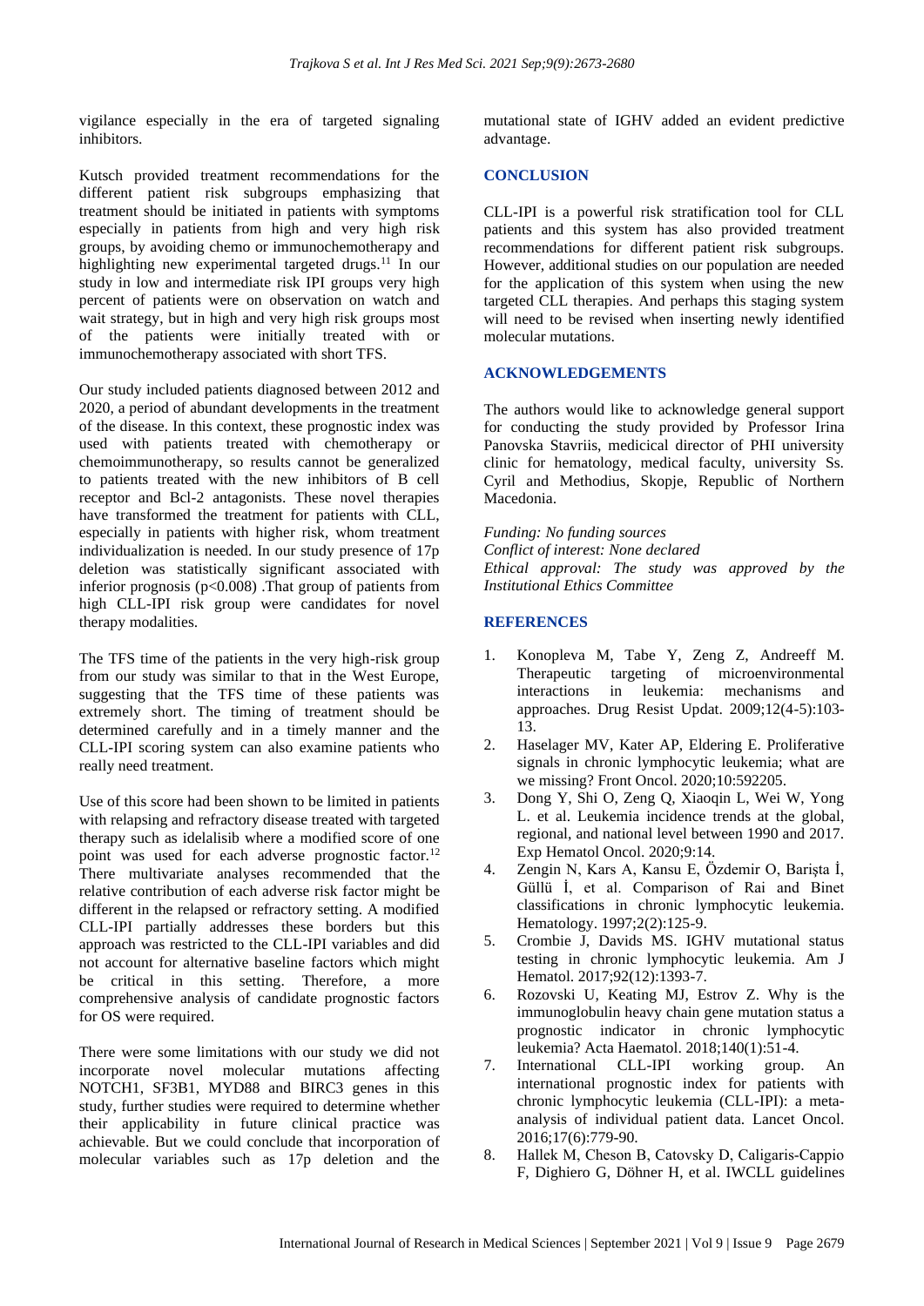vigilance especially in the era of targeted signaling inhibitors.

Kutsch provided treatment recommendations for the different patient risk subgroups emphasizing that treatment should be initiated in patients with symptoms especially in patients from high and very high risk groups, by avoiding chemo or immunochemotherapy and highlighting new experimental targeted drugs.[11] In our study in low and intermediate risk IPI groups very high percent of patients were on observation on watch and wait strategy, but in high and very high risk groups most of the patients were initially treated with or immunochemotherapy associated with short TFS.

Our study included patients diagnosed between 2012 and 2020, a period of abundant developments in the treatment of the disease. In this context, these prognostic index was used with patients treated with chemotherapy or chemoimmunotherapy, so results cannot be generalized to patients treated with the new inhibitors of B cell receptor and Bcl-2 antagonists. These novel therapies have transformed the treatment for patients with CLL, especially in patients with higher risk, whom treatment individualization is needed. In our study presence of 17p deletion was statistically significant associated with inferior prognosis ($p<0.008$) .That group of patients from high CLL-IPI risk group were candidates for novel therapy modalities.

The TFS time of the patients in the very high-risk group from our study was similar to that in the West Europe, suggesting that the TFS time of these patients was extremely short. The timing of treatment should be determined carefully and in a timely manner and the CLL-IPI scoring system can also examine patients who really need treatment.

Use of this score had been shown to be limited in patients with relapsing and refractory disease treated with targeted therapy such as idelalisib where a modified score of one point was used for each adverse prognostic factor.[12] There multivariate analyses recommended that the relative contribution of each adverse risk factor might be different in the relapsed or refractory setting. A modified CLL-IPI partially addresses these borders but this approach was restricted to the CLL-IPI variables and did not account for alternative baseline factors which might be critical in this setting. Therefore, a more comprehensive analysis of candidate prognostic factors for OS were required.

There were some limitations with our study we did not incorporate novel molecular mutations affecting NOTCH1, SF3B1, MYD88 and BIRC3 genes in this study, further studies were required to determine whether their applicability in future clinical practice was achievable. But we could conclude that incorporation of molecular variables such as 17p deletion and the mutational state of IGHV added an evident predictive advantage.

## CONCLUSION

CLL-IPI is a powerful risk stratification tool for CLL patients and this system has also provided treatment recommendations for different patient risk subgroups. However, additional studies on our population are needed for the application of this system when using the new targeted CLL therapies. And perhaps this staging system will need to be revised when inserting newly identified molecular mutations.

## ACKNOWLEDGEMENTS

The authors would like to acknowledge general support for conducting the study provided by Professor Irina Panovska Stavriis, medical director of PHI university clinic for hematology, medical faculty, university Ss. Cyril and Methodius, Skopje, Republic of Northern Macedonia.

*Funding: No funding sources*
*Conflict of interest: None declared*
*Ethical approval: The study was approved by the Institutional Ethics Committee*

## REFERENCES

1. Konopleva M, Tabe Y, Zeng Z, Andreeff M. Therapeutic targeting of microenvironmental interactions in leukemia: mechanisms and approaches. Drug Resist Updat. 2009;12(4-5):103-13.
2. Haselager MV, Kater AP, Eldering E. Proliferative signals in chronic lymphocytic leukemia; what are we missing? Front Oncol. 2020;10:592205.
3. Dong Y, Shi O, Zeng Q, Xiaoqin L, Wei W, Yong L. et al. Leukemia incidence trends at the global, regional, and national level between 1990 and 2017. Exp Hematol Oncol. 2020;9:14.
4. Zengin N, Kars A, Kansu E, Özdemir O, Barişta İ, Güllü İ, et al. Comparison of Rai and Binet classifications in chronic lymphocytic leukemia. Hematology. 1997;2(2):125-9.
5. Crombie J, Davids MS. IGHV mutational status testing in chronic lymphocytic leukemia. Am J Hematol. 2017;92(12):1393-7.
6. Rozovski U, Keating MJ, Estrov Z. Why is the immunoglobulin heavy chain gene mutation status a prognostic indicator in chronic lymphocytic leukemia? Acta Haematol. 2018;140(1):51-4.
7. International CLL-IPI working group. An international prognostic index for patients with chronic lymphocytic leukemia (CLL-IPI): a meta-analysis of individual patient data. Lancet Oncol. 2016;17(6):779-90.
8. Hallek M, Cheson B, Catovsky D, Caligaris-Cappio F, Dighiero G, Döhner H, et al. IWCLL guidelines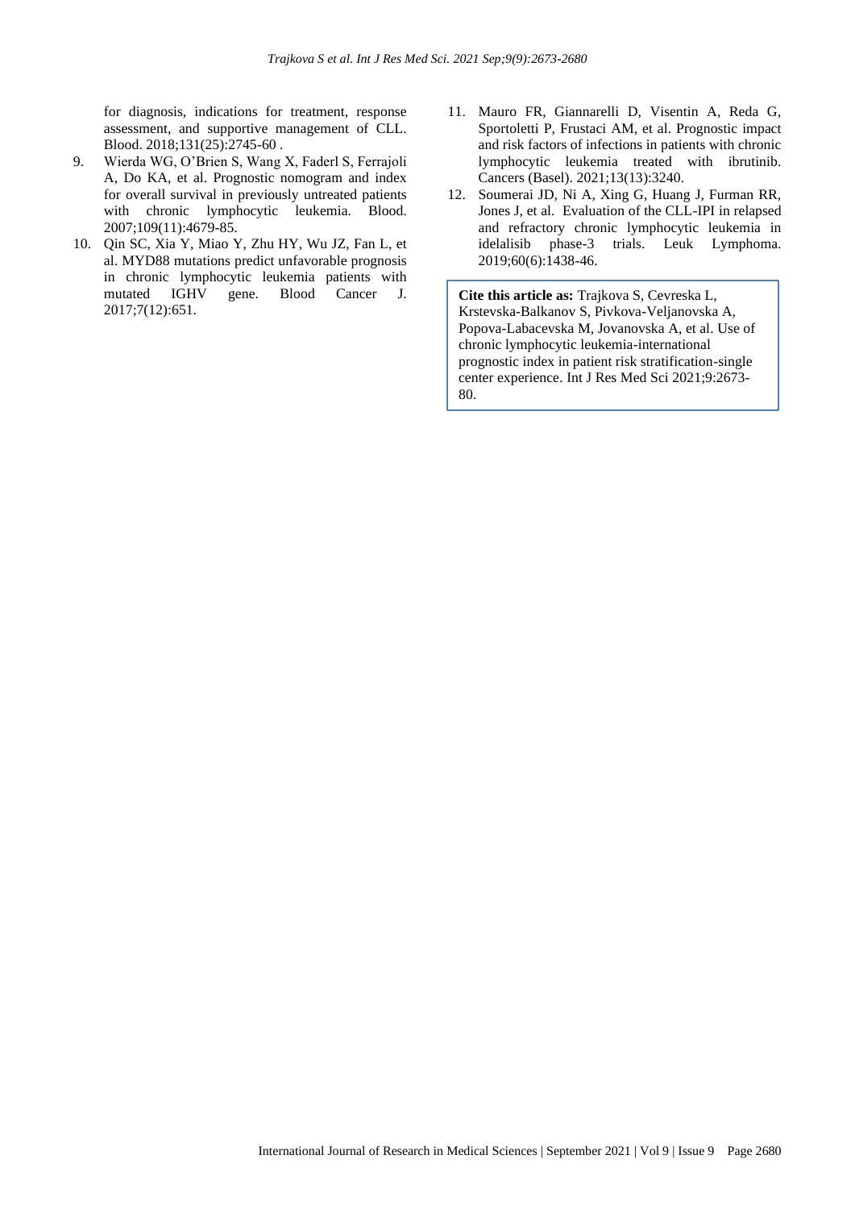for diagnosis, indications for treatment, response assessment, and supportive management of CLL. Blood. 2018;131(25):2745-60 .

9. Wierda WG, O'Brien S, Wang X, Faderl S, Ferrajoli A, Do KA, et al. Prognostic nomogram and index for overall survival in previously untreated patients with chronic lymphocytic leukemia. Blood. 2007;109(11):4679-85.
10. Qin SC, Xia Y, Miao Y, Zhu HY, Wu JZ, Fan L, et al. MYD88 mutations predict unfavorable prognosis in chronic lymphocytic leukemia patients with mutated IGHV gene. Blood Cancer J. 2017;7(12):651.
11. Mauro FR, Giannarelli D, Visentin A, Reda G, Sportoletti P, Frustaci AM, et al. Prognostic impact and risk factors of infections in patients with chronic lymphocytic leukemia treated with ibrutinib. Cancers (Basel). 2021;13(13):3240.
12. Soumerai JD, Ni A, Xing G, Huang J, Furman RR, Jones J, et al. Evaluation of the CLL-IPI in relapsed and refractory chronic lymphocytic leukemia in idelalisib phase-3 trials. Leuk Lymphoma. 2019;60(6):1438-46.

**Cite this article as:** Trajkova S, Cevreska L, Krstevska-Balkanov S, Pivkova-Veljanovska A, Popova-Labacevska M, Jovanovska A, et al. Use of chronic lymphocytic leukemia-international prognostic index in patient risk stratification-single center experience. Int J Res Med Sci 2021;9:2673-80.